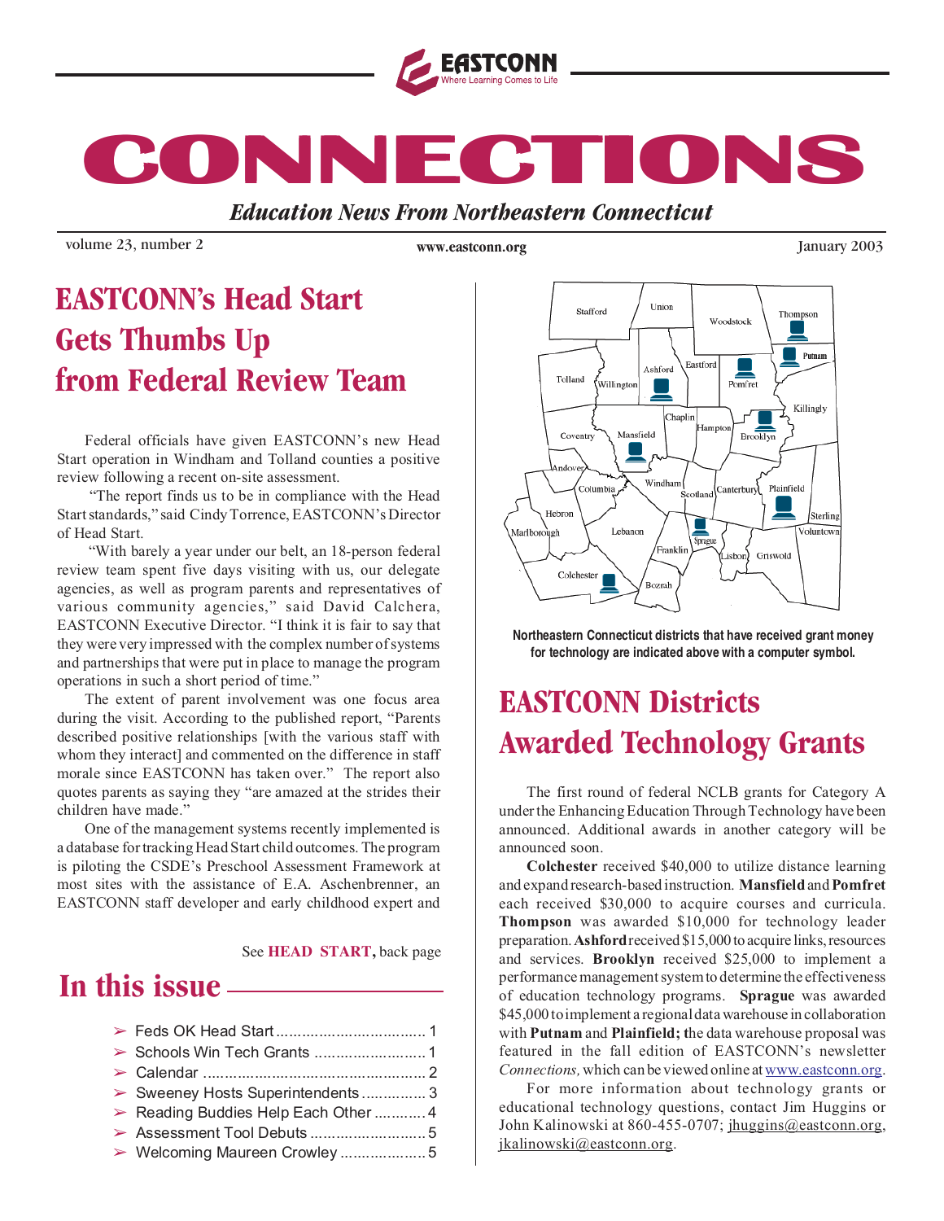EASTCONN
Where Learning Comes to Life

# CONNECTIONS

*Education News From Northeastern Connecticut*

volume 23, number 2 | www.eastconn.org | January 2003

## EASTCONN's Head Start Gets Thumbs Up from Federal Review Team

Federal officials have given EASTCONN's new Head Start operation in Windham and Tolland counties a positive review following a recent on-site assessment.

"The report finds us to be in compliance with the Head Start standards," said Cindy Torrence, EASTCONN's Director of Head Start.

"With barely a year under our belt, an 18-person federal review team spent five days visiting with us, our delegate agencies, as well as program parents and representatives of various community agencies," said David Calchera, EASTCONN Executive Director. "I think it is fair to say that they were very impressed with the complex number of systems and partnerships that were put in place to manage the program operations in such a short period of time."

The extent of parent involvement was one focus area during the visit. According to the published report, "Parents described positive relationships [with the various staff with whom they interact] and commented on the difference in staff morale since EASTCONN has taken over." The report also quotes parents as saying they "are amazed at the strides their children have made."

One of the management systems recently implemented is a database for tracking Head Start child outcomes. The program is piloting the CSDE's Preschool Assessment Framework at most sites with the assistance of E.A. Aschenbrenner, an EASTCONN staff developer and early childhood expert and

See **HEAD START,** back page

## In this issue

- Feds OK Head Start .................................... 1
- Schools Win Tech Grants ........................... 1
- Calendar ..................................................... 2
- Sweeney Hosts Superintendents ............... 3
- Reading Buddies Help Each Other ............ 4
- Assessment Tool Debuts ........................... 5
- Welcoming Maureen Crowley .................... 5

**Northeastern Connecticut districts that have received grant money for technology are indicated above with a computer symbol.**

## EASTCONN Districts Awarded Technology Grants

The first round of federal NCLB grants for Category A under the Enhancing Education Through Technology have been announced. Additional awards in another category will be announced soon.

**Colchester** received $40,000 to utilize distance learning and expand research-based instruction. **Mansfield** and **Pomfret** each received $30,000 to acquire courses and curricula. **Thompson** was awarded $10,000 for technology leader preparation. **Ashford** received $15,000 to acquire links, resources and services. **Brooklyn** received $25,000 to implement a performance management system to determine the effectiveness of education technology programs. **Sprague** was awarded $45,000 to implement a regional data warehouse in collaboration with **Putnam** and **Plainfield; t**he data warehouse proposal was featured in the fall edition of EASTCONN's newsletter *Connections,* which can be viewed online at www.eastconn.org.

For more information about technology grants or educational technology questions, contact Jim Huggins or John Kalinowski at 860-455-0707; jhuggins@eastconn.org, jkalinowski@eastconn.org.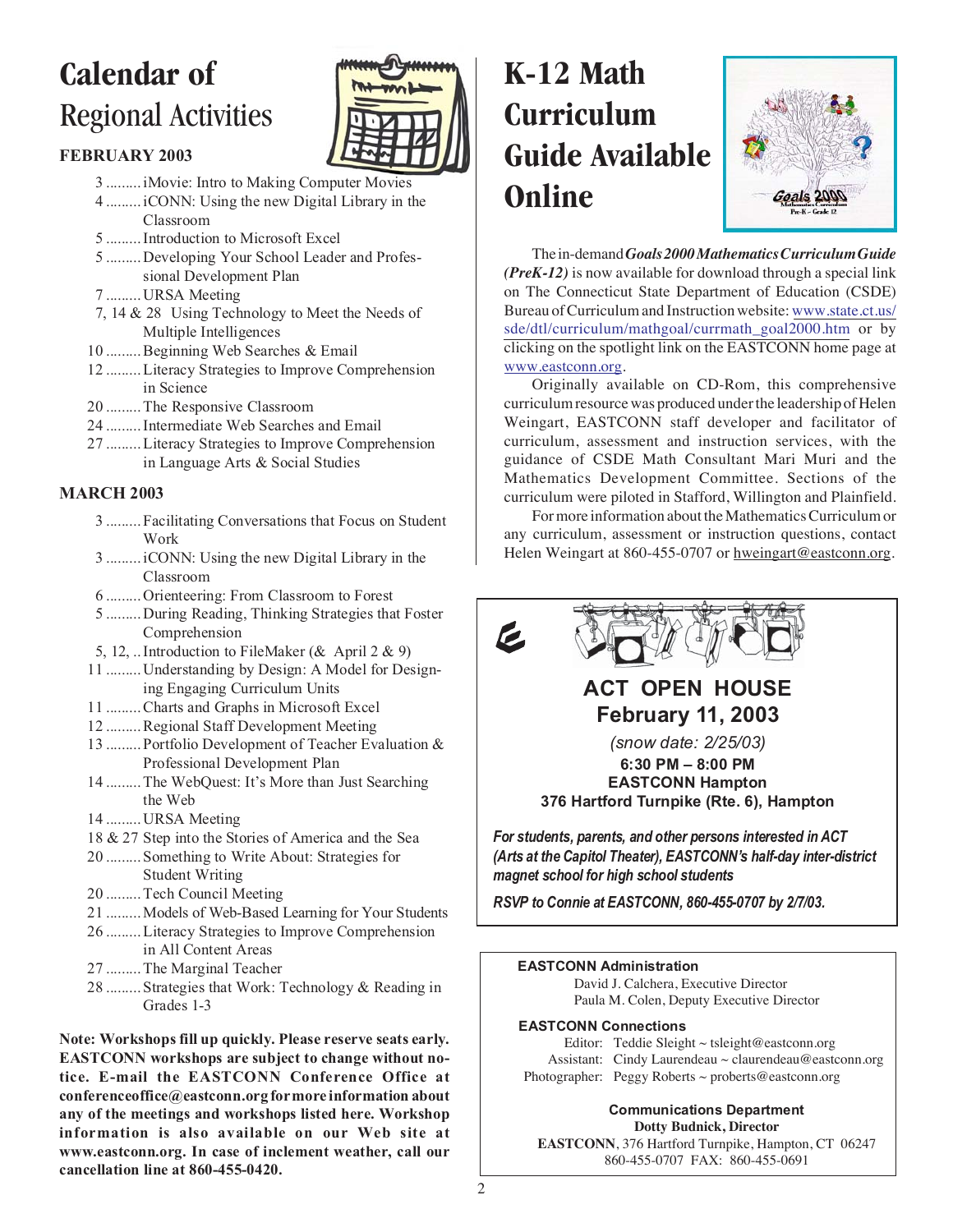# Calendar of Regional Activities

## FEBRUARY 2003

- 3 ......... iMovie: Intro to Making Computer Movies
- 4 ......... iCONN: Using the new Digital Library in the Classroom
- 5 ......... Introduction to Microsoft Excel
- 5 ......... Developing Your School Leader and Professional Development Plan
- 7 ......... URSA Meeting
- 7, 14 & 28 Using Technology to Meet the Needs of Multiple Intelligences
- 10 ......... Beginning Web Searches & Email
- 12 ......... Literacy Strategies to Improve Comprehension in Science
- 20 ......... The Responsive Classroom
- 24 ......... Intermediate Web Searches and Email
- 27 ......... Literacy Strategies to Improve Comprehension in Language Arts & Social Studies

## MARCH 2003

- 3 ......... Facilitating Conversations that Focus on Student Work
- 3 ......... iCONN: Using the new Digital Library in the Classroom
- 6 ......... Orienteering: From Classroom to Forest
- 5 ......... During Reading, Thinking Strategies that Foster Comprehension
- 5, 12, .. Introduction to FileMaker (& April 2 & 9)
- 11 ......... Understanding by Design: A Model for Designing Engaging Curriculum Units
- 11 ......... Charts and Graphs in Microsoft Excel
- 12 ......... Regional Staff Development Meeting
- 13 ......... Portfolio Development of Teacher Evaluation & Professional Development Plan
- 14 ......... The WebQuest: It's More than Just Searching the Web
- 14 ......... URSA Meeting
- 18 & 27 Step into the Stories of America and the Sea
- 20 ......... Something to Write About: Strategies for Student Writing
- 20 ......... Tech Council Meeting
- 21 ......... Models of Web-Based Learning for Your Students
- 26 ......... Literacy Strategies to Improve Comprehension in All Content Areas
- 27 ......... The Marginal Teacher
- 28 ......... Strategies that Work: Technology & Reading in Grades 1-3

**Note: Workshops fill up quickly. Please reserve seats early. EASTCONN workshops are subject to change without notice. E-mail the EASTCONN Conference Office at conferenceoffice@eastconn.org for more information about any of the meetings and workshops listed here. Workshop information is also available on our Web site at www.eastconn.org. In case of inclement weather, call our cancellation line at 860-455-0420.**

# K-12 Math Curriculum Guide Available Online

The in-demand ***Goals 2000 Mathematics Curriculum Guide (PreK-12)*** is now available for download through a special link on The Connecticut State Department of Education (CSDE) Bureau of Curriculum and Instruction website: www.state.ct.us/sde/dtl/curriculum/mathgoal/currmath_goal2000.htm or by clicking on the spotlight link on the EASTCONN home page at www.eastconn.org.

Originally available on CD-Rom, this comprehensive curriculum resource was produced under the leadership of Helen Weingart, EASTCONN staff developer and facilitator of curriculum, assessment and instruction services, with the guidance of CSDE Math Consultant Mari Muri and the Mathematics Development Committee. Sections of the curriculum were piloted in Stafford, Willington and Plainfield.

For more information about the Mathematics Curriculum or any curriculum, assessment or instruction questions, contact Helen Weingart at 860-455-0707 or hweingart@eastconn.org.

## ACT OPEN HOUSE
## February 11, 2003

*(snow date: 2/25/03)*

**6:30 PM – 8:00 PM**
**EASTCONN Hampton**
**376 Hartford Turnpike (Rte. 6), Hampton**

***For students, parents, and other persons interested in ACT (Arts at the Capitol Theater), EASTCONN's half-day inter-district magnet school for high school students***

***RSVP to Connie at EASTCONN, 860-455-0707 by 2/7/03.***

**EASTCONN Administration**

David J. Calchera, Executive Director
Paula M. Colen, Deputy Executive Director

**EASTCONN Connections**

Editor: Teddie Sleight ~ tsleight@eastconn.org
Assistant: Cindy Laurendeau ~ claurendeau@eastconn.org
Photographer: Peggy Roberts ~ proberts@eastconn.org

**Communications Department**
**Dotty Budnick, Director**
**EASTCONN**, 376 Hartford Turnpike, Hampton, CT 06247
860-455-0707 FAX: 860-455-0691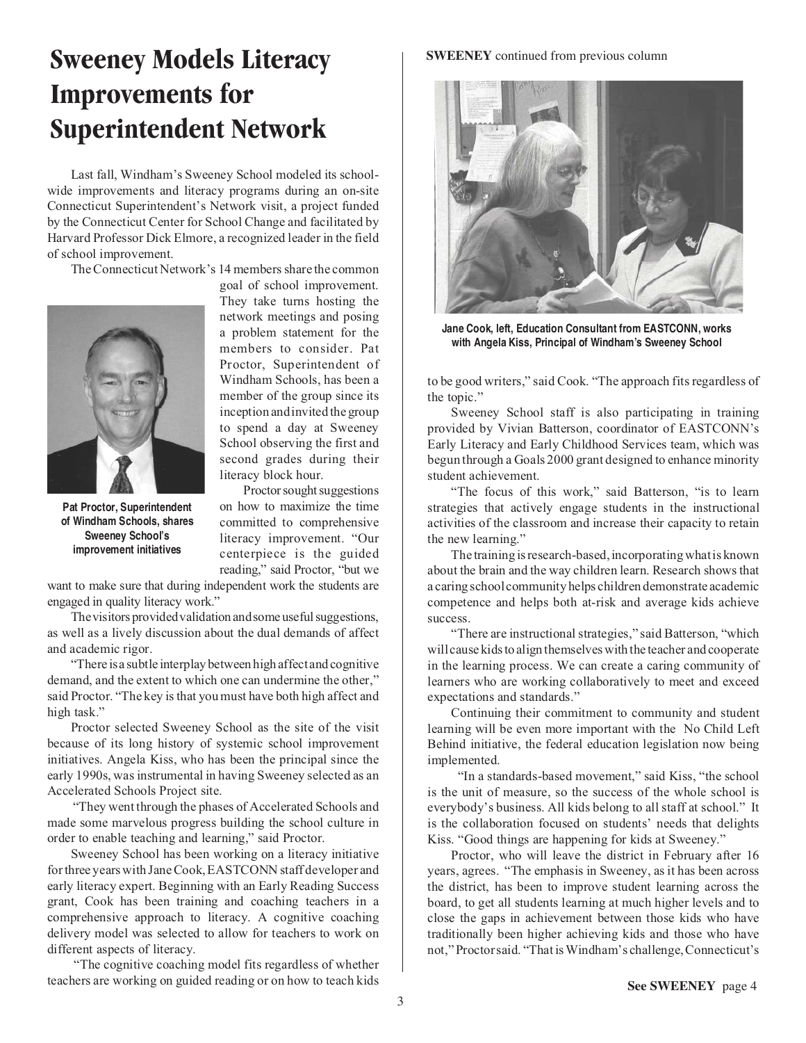# Sweeney Models Literacy Improvements for Superintendent Network

Last fall, Windham's Sweeney School modeled its school-wide improvements and literacy programs during an on-site Connecticut Superintendent's Network visit, a project funded by the Connecticut Center for School Change and facilitated by Harvard Professor Dick Elmore, a recognized leader in the field of school improvement.

The Connecticut Network's 14 members share the common goal of school improvement. They take turns hosting the network meetings and posing a problem statement for the members to consider. Pat Proctor, Superintendent of Windham Schools, has been a member of the group since its inception and invited the group to spend a day at Sweeney School observing the first and second grades during their literacy block hour.

**Pat Proctor, Superintendent of Windham Schools, shares Sweeney School's improvement initiatives**

Proctor sought suggestions on how to maximize the time committed to comprehensive literacy improvement. "Our centerpiece is the guided reading," said Proctor, "but we want to make sure that during independent work the students are engaged in quality literacy work."

The visitors provided validation and some useful suggestions, as well as a lively discussion about the dual demands of affect and academic rigor.

"There is a subtle interplay between high affect and cognitive demand, and the extent to which one can undermine the other," said Proctor. "The key is that you must have both high affect and high task."

Proctor selected Sweeney School as the site of the visit because of its long history of systemic school improvement initiatives. Angela Kiss, who has been the principal since the early 1990s, was instrumental in having Sweeney selected as an Accelerated Schools Project site.

"They went through the phases of Accelerated Schools and made some marvelous progress building the school culture in order to enable teaching and learning," said Proctor.

Sweeney School has been working on a literacy initiative for three years with Jane Cook, EASTCONN staff developer and early literacy expert. Beginning with an Early Reading Success grant, Cook has been training and coaching teachers in a comprehensive approach to literacy. A cognitive coaching delivery model was selected to allow for teachers to work on different aspects of literacy.

"The cognitive coaching model fits regardless of whether teachers are working on guided reading or on how to teach kids to be good writers," said Cook. "The approach fits regardless of the topic."

**Jane Cook, left, Education Consultant from EASTCONN, works with Angela Kiss, Principal of Windham's Sweeney School**

Sweeney School staff is also participating in training provided by Vivian Batterson, coordinator of EASTCONN's Early Literacy and Early Childhood Services team, which was begun through a Goals 2000 grant designed to enhance minority student achievement.

"The focus of this work," said Batterson, "is to learn strategies that actively engage students in the instructional activities of the classroom and increase their capacity to retain the new learning."

The training is research-based, incorporating what is known about the brain and the way children learn. Research shows that a caring school community helps children demonstrate academic competence and helps both at-risk and average kids achieve success.

"There are instructional strategies," said Batterson, "which will cause kids to align themselves with the teacher and cooperate in the learning process. We can create a caring community of learners who are working collaboratively to meet and exceed expectations and standards."

Continuing their commitment to community and student learning will be even more important with the No Child Left Behind initiative, the federal education legislation now being implemented.

"In a standards-based movement," said Kiss, "the school is the unit of measure, so the success of the whole school is everybody's business. All kids belong to all staff at school." It is the collaboration focused on students' needs that delights Kiss. "Good things are happening for kids at Sweeney."

Proctor, who will leave the district in February after 16 years, agrees. "The emphasis in Sweeney, as it has been across the district, has been to improve student learning across the board, to get all students learning at much higher levels and to close the gaps in achievement between those kids who have traditionally been higher achieving kids and those who have not," Proctor said. "That is Windham's challenge, Connecticut's

**See SWEENEY page 4**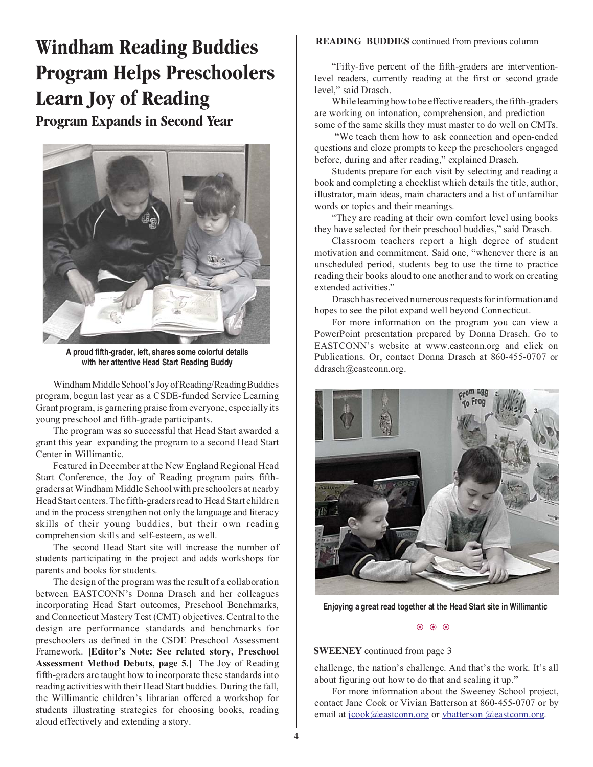# Windham Reading Buddies Program Helps Preschoolers Learn Joy of Reading

## Program Expands in Second Year

A proud fifth-grader, left, shares some colorful details with her attentive Head Start Reading Buddy

Windham Middle School's Joy of Reading/Reading Buddies program, begun last year as a CSDE-funded Service Learning Grant program, is garnering praise from everyone, especially its young preschool and fifth-grade participants.

The program was so successful that Head Start awarded a grant this year expanding the program to a second Head Start Center in Willimantic.

Featured in December at the New England Regional Head Start Conference, the Joy of Reading program pairs fifth-graders at Windham Middle School with preschoolers at nearby Head Start centers. The fifth-graders read to Head Start children and in the process strengthen not only the language and literacy skills of their young buddies, but their own reading comprehension skills and self-esteem, as well.

The second Head Start site will increase the number of students participating in the project and adds workshops for parents and books for students.

The design of the program was the result of a collaboration between EASTCONN's Donna Drasch and her colleagues incorporating Head Start outcomes, Preschool Benchmarks, and Connecticut Mastery Test (CMT) objectives. Central to the design are performance standards and benchmarks for preschoolers as defined in the CSDE Preschool Assessment Framework. **[Editor's Note: See related story, Preschool Assessment Method Debuts, page 5.]** The Joy of Reading fifth-graders are taught how to incorporate these standards into reading activities with their Head Start buddies. During the fall, the Willimantic children's librarian offered a workshop for students illustrating strategies for choosing books, reading aloud effectively and extending a story.

**READING BUDDIES** continued from previous column

"Fifty-five percent of the fifth-graders are intervention-level readers, currently reading at the first or second grade level," said Drasch.

While learning how to be effective readers, the fifth-graders are working on intonation, comprehension, and prediction — some of the same skills they must master to do well on CMTs.

"We teach them how to ask connection and open-ended questions and cloze prompts to keep the preschoolers engaged before, during and after reading," explained Drasch.

Students prepare for each visit by selecting and reading a book and completing a checklist which details the title, author, illustrator, main ideas, main characters and a list of unfamiliar words or topics and their meanings.

"They are reading at their own comfort level using books they have selected for their preschool buddies," said Drasch.

Classroom teachers report a high degree of student motivation and commitment. Said one, "whenever there is an unscheduled period, students beg to use the time to practice reading their books aloud to one another and to work on creating extended activities."

Drasch has received numerous requests for information and hopes to see the pilot expand well beyond Connecticut.

For more information on the program you can view a PowerPoint presentation prepared by Donna Drasch. Go to EASTCONN's website at www.eastconn.org and click on Publications. Or, contact Donna Drasch at 860-455-0707 or ddrasch@eastconn.org.

Enjoying a great read together at the Head Start site in Willimantic

**SWEENEY** continued from page 3

challenge, the nation's challenge. And that's the work. It's all about figuring out how to do that and scaling it up."

For more information about the Sweeney School project, contact Jane Cook or Vivian Batterson at 860-455-0707 or by email at jcook@eastconn.org or vbatterson @eastconn.org.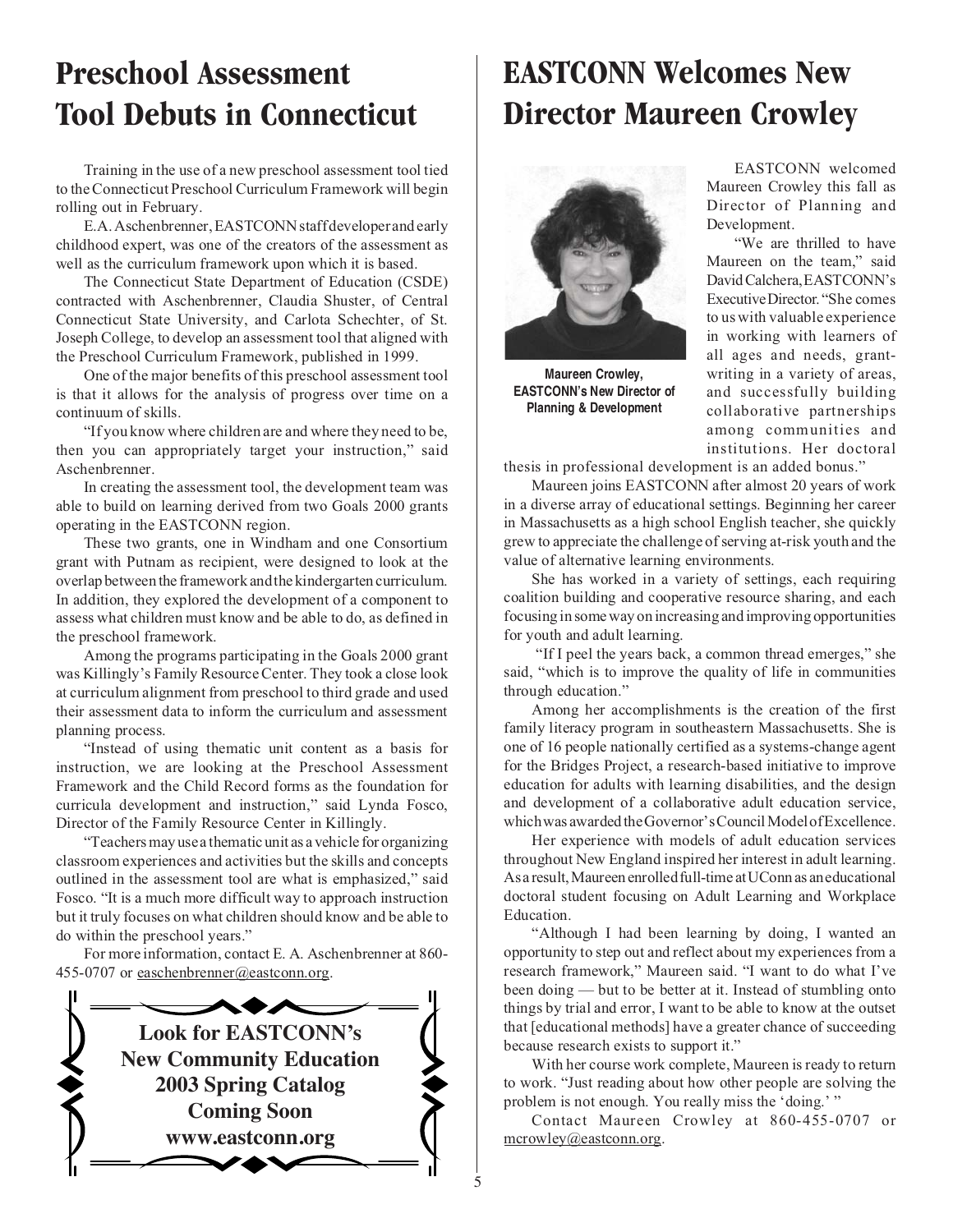# Preschool Assessment Tool Debuts in Connecticut

Training in the use of a new preschool assessment tool tied to the Connecticut Preschool Curriculum Framework will begin rolling out in February.

E.A. Aschenbrenner, EASTCONN staff developer and early childhood expert, was one of the creators of the assessment as well as the curriculum framework upon which it is based.

The Connecticut State Department of Education (CSDE) contracted with Aschenbrenner, Claudia Shuster, of Central Connecticut State University, and Carlota Schechter, of St. Joseph College, to develop an assessment tool that aligned with the Preschool Curriculum Framework, published in 1999.

One of the major benefits of this preschool assessment tool is that it allows for the analysis of progress over time on a continuum of skills.

"If you know where children are and where they need to be, then you can appropriately target your instruction," said Aschenbrenner.

In creating the assessment tool, the development team was able to build on learning derived from two Goals 2000 grants operating in the EASTCONN region.

These two grants, one in Windham and one Consortium grant with Putnam as recipient, were designed to look at the overlap between the framework and the kindergarten curriculum. In addition, they explored the development of a component to assess what children must know and be able to do, as defined in the preschool framework.

Among the programs participating in the Goals 2000 grant was Killingly's Family Resource Center. They took a close look at curriculum alignment from preschool to third grade and used their assessment data to inform the curriculum and assessment planning process.

"Instead of using thematic unit content as a basis for instruction, we are looking at the Preschool Assessment Framework and the Child Record forms as the foundation for curricula development and instruction," said Lynda Fosco, Director of the Family Resource Center in Killingly.

"Teachers may use a thematic unit as a vehicle for organizing classroom experiences and activities but the skills and concepts outlined in the assessment tool are what is emphasized," said Fosco. "It is a much more difficult way to approach instruction but it truly focuses on what children should know and be able to do within the preschool years."

For more information, contact E. A. Aschenbrenner at 860-455-0707 or easchenbrenner@eastconn.org.

**Look for EASTCONN's New Community Education 2003 Spring Catalog Coming Soon www.eastconn.org**

# EASTCONN Welcomes New Director Maureen Crowley

**Maureen Crowley, EASTCONN's New Director of Planning & Development**

EASTCONN welcomed Maureen Crowley this fall as Director of Planning and Development.

"We are thrilled to have Maureen on the team," said David Calchera, EASTCONN's Executive Director. "She comes to us with valuable experience in working with learners of all ages and needs, grant-writing in a variety of areas, and successfully building collaborative partnerships among communities and institutions. Her doctoral thesis in professional development is an added bonus."

Maureen joins EASTCONN after almost 20 years of work in a diverse array of educational settings. Beginning her career in Massachusetts as a high school English teacher, she quickly grew to appreciate the challenge of serving at-risk youth and the value of alternative learning environments.

She has worked in a variety of settings, each requiring coalition building and cooperative resource sharing, and each focusing in some way on increasing and improving opportunities for youth and adult learning.

"If I peel the years back, a common thread emerges," she said, "which is to improve the quality of life in communities through education."

Among her accomplishments is the creation of the first family literacy program in southeastern Massachusetts. She is one of 16 people nationally certified as a systems-change agent for the Bridges Project, a research-based initiative to improve education for adults with learning disabilities, and the design and development of a collaborative adult education service, which was awarded the Governor's Council Model of Excellence.

Her experience with models of adult education services throughout New England inspired her interest in adult learning. As a result, Maureen enrolled full-time at UConn as an educational doctoral student focusing on Adult Learning and Workplace Education.

"Although I had been learning by doing, I wanted an opportunity to step out and reflect about my experiences from a research framework," Maureen said. "I want to do what I've been doing — but to be better at it. Instead of stumbling onto things by trial and error, I want to be able to know at the outset that [educational methods] have a greater chance of succeeding because research exists to support it."

With her course work complete, Maureen is ready to return to work. "Just reading about how other people are solving the problem is not enough. You really miss the 'doing.' "

Contact Maureen Crowley at 860-455-0707 or mcrowley@eastconn.org.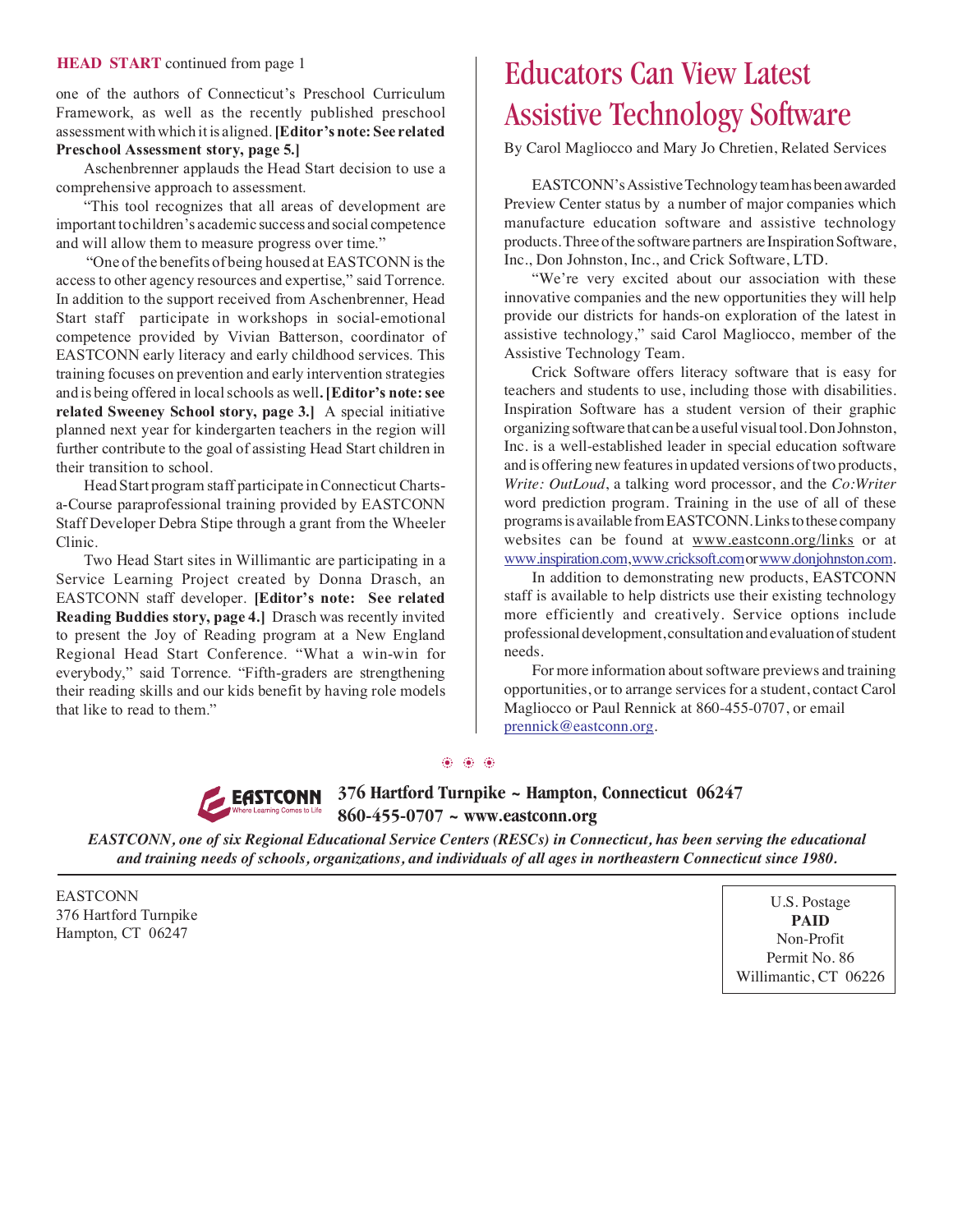**HEAD START** continued from page 1

one of the authors of Connecticut's Preschool Curriculum Framework, as well as the recently published preschool assessment with which it is aligned. **[Editor's note: See related Preschool Assessment story, page 5.]**

Aschenbrenner applauds the Head Start decision to use a comprehensive approach to assessment.

"This tool recognizes that all areas of development are important to children's academic success and social competence and will allow them to measure progress over time."

"One of the benefits of being housed at EASTCONN is the access to other agency resources and expertise," said Torrence. In addition to the support received from Aschenbrenner, Head Start staff participate in workshops in social-emotional competence provided by Vivian Batterson, coordinator of EASTCONN early literacy and early childhood services. This training focuses on prevention and early intervention strategies and is being offered in local schools as well. **[Editor's note: see related Sweeney School story, page 3.]** A special initiative planned next year for kindergarten teachers in the region will further contribute to the goal of assisting Head Start children in their transition to school.

Head Start program staff participate in Connecticut Charts-a-Course paraprofessional training provided by EASTCONN Staff Developer Debra Stipe through a grant from the Wheeler Clinic.

Two Head Start sites in Willimantic are participating in a Service Learning Project created by Donna Drasch, an EASTCONN staff developer. **[Editor's note: See related Reading Buddies story, page 4.]** Drasch was recently invited to present the Joy of Reading program at a New England Regional Head Start Conference. "What a win-win for everybody," said Torrence. "Fifth-graders are strengthening their reading skills and our kids benefit by having role models that like to read to them."

# Educators Can View Latest Assistive Technology Software

By Carol Magliocco and Mary Jo Chretien, Related Services

EASTCONN's Assistive Technology team has been awarded Preview Center status by a number of major companies which manufacture education software and assistive technology products. Three of the software partners are Inspiration Software, Inc., Don Johnston, Inc., and Crick Software, LTD.

"We're very excited about our association with these innovative companies and the new opportunities they will help provide our districts for hands-on exploration of the latest in assistive technology," said Carol Magliocco, member of the Assistive Technology Team.

Crick Software offers literacy software that is easy for teachers and students to use, including those with disabilities. Inspiration Software has a student version of their graphic organizing software that can be a useful visual tool. Don Johnston, Inc. is a well-established leader in special education software and is offering new features in updated versions of two products, *Write: OutLoud*, a talking word processor, and the *Co:Writer* word prediction program. Training in the use of all of these programs is available from EASTCONN. Links to these company websites can be found at www.eastconn.org/links or at www.inspiration.com, www.cricksoft.com or www.donjohnston.com.

In addition to demonstrating new products, EASTCONN staff is available to help districts use their existing technology more efficiently and creatively. Service options include professional development, consultation and evaluation of student needs.

For more information about software previews and training opportunities, or to arrange services for a student, contact Carol Magliocco or Paul Rennick at 860-455-0707, or email prennick@eastconn.org.

EASTCONN — Where Learning Comes to Life

**376 Hartford Turnpike ~ Hampton, Connecticut 06247**
**860-455-0707 ~ www.eastconn.org**

***EASTCONN, one of six Regional Educational Service Centers (RESCs) in Connecticut, has been serving the educational and training needs of schools, organizations, and individuals of all ages in northeastern Connecticut since 1980.***

EASTCONN
376 Hartford Turnpike
Hampton, CT 06247

U.S. Postage
**PAID**
Non-Profit
Permit No. 86
Willimantic, CT 06226